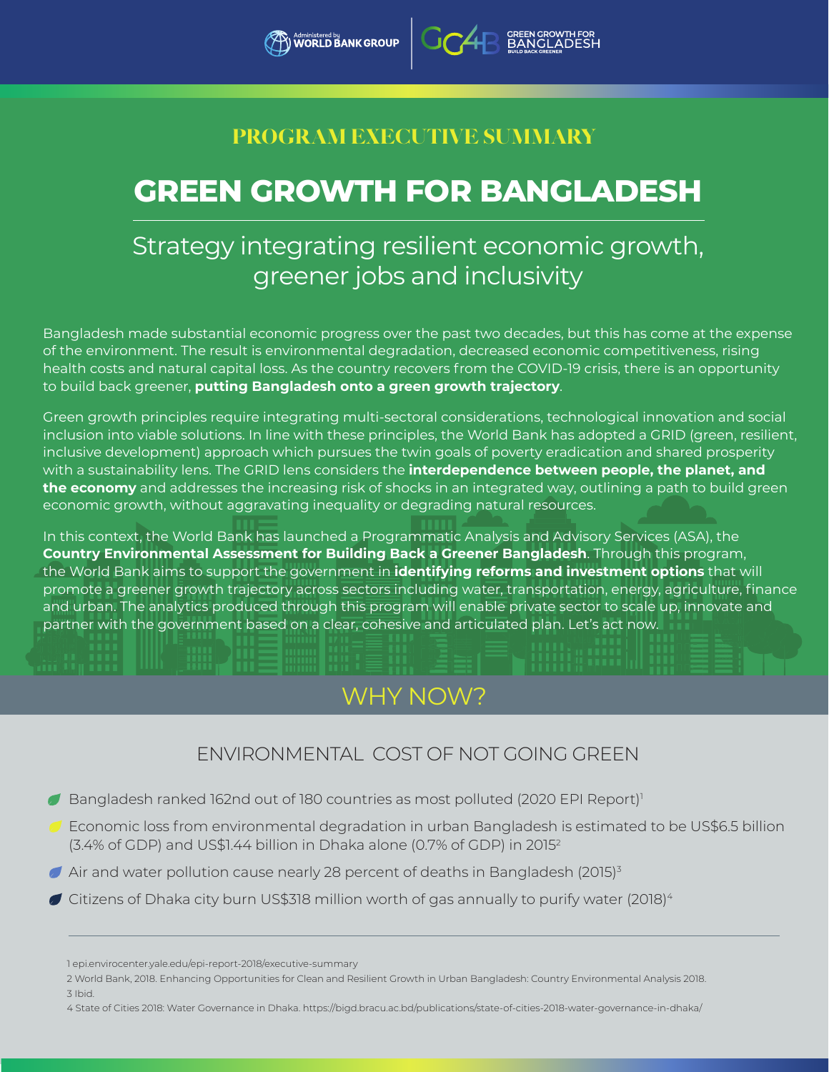Administered by WORLD BANK GROUP | GG4B GREEN GROWTH FOR BANGLADESH BUILD BACK GREENER

**PROGRAM EXECUTIVE SUMMARY**

# GREEN GROWTH FOR BANGLADESH

## Strategy integrating resilient economic growth, greener jobs and inclusivity

Bangladesh made substantial economic progress over the past two decades, but this has come at the expense of the environment. The result is environmental degradation, decreased economic competitiveness, rising health costs and natural capital loss. As the country recovers from the COVID-19 crisis, there is an opportunity to build back greener, **putting Bangladesh onto a green growth trajectory**.

Green growth principles require integrating multi-sectoral considerations, technological innovation and social inclusion into viable solutions. In line with these principles, the World Bank has adopted a GRID (green, resilient, inclusive development) approach which pursues the twin goals of poverty eradication and shared prosperity with a sustainability lens. The GRID lens considers the **interdependence between people, the planet, and the economy** and addresses the increasing risk of shocks in an integrated way, outlining a path to build green economic growth, without aggravating inequality or degrading natural resources.

In this context, the World Bank has launched a Programmatic Analysis and Advisory Services (ASA), the **Country Environmental Assessment for Building Back a Greener Bangladesh**. Through this program, the World Bank aims to support the government in **identifying reforms and investment options** that will promote a greener growth trajectory across sectors including water, transportation, energy, agriculture, finance and urban. The analytics produced through this program will enable private sector to scale up, innovate and partner with the government based on a clear, cohesive and articulated plan. Let's act now.

## WHY NOW?

### ENVIRONMENTAL COST OF NOT GOING GREEN

- Bangladesh ranked 162nd out of 180 countries as most polluted (2020 EPI Report)[1]
- Economic loss from environmental degradation in urban Bangladesh is estimated to be US$6.5 billion (3.4% of GDP) and US$1.44 billion in Dhaka alone (0.7% of GDP) in 2015[2]
- Air and water pollution cause nearly 28 percent of deaths in Bangladesh (2015)[3]
- Citizens of Dhaka city burn US$318 million worth of gas annually to purify water (2018)[4]

---

1 epi.envirocenter.yale.edu/epi-report-2018/executive-summary

2 World Bank, 2018. Enhancing Opportunities for Clean and Resilient Growth in Urban Bangladesh: Country Environmental Analysis 2018.

3 Ibid.

4 State of Cities 2018: Water Governance in Dhaka. https://bigd.bracu.ac.bd/publications/state-of-cities-2018-water-governance-in-dhaka/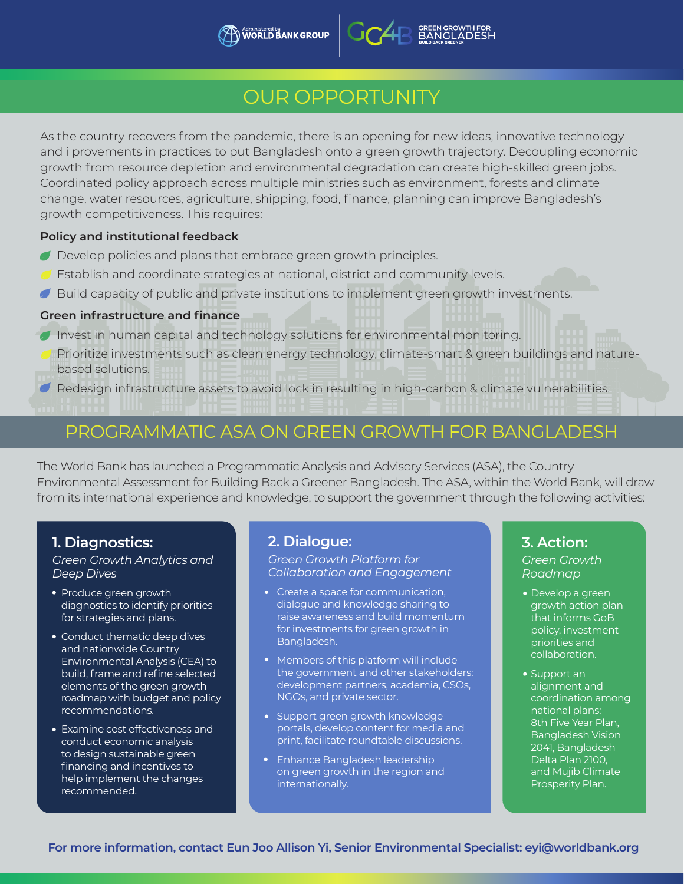# OUR OPPORTUNITY

As the country recovers from the pandemic, there is an opening for new ideas, innovative technology and i provements in practices to put Bangladesh onto a green growth trajectory. Decoupling economic growth from resource depletion and environmental degradation can create high-skilled green jobs. Coordinated policy approach across multiple ministries such as environment, forests and climate change, water resources, agriculture, shipping, food, finance, planning can improve Bangladesh's growth competitiveness. This requires:

**Policy and institutional feedback**

- Develop policies and plans that embrace green growth principles.
- Establish and coordinate strategies at national, district and community levels.
- Build capacity of public and private institutions to implement green growth investments.

**Green infrastructure and finance**

- Invest in human capital and technology solutions for environmental monitoring.
- Prioritize investments such as clean energy technology, climate-smart & green buildings and nature-based solutions.
- Redesign infrastructure assets to avoid lock in resulting in high-carbon & climate vulnerabilities.

# PROGRAMMATIC ASA ON GREEN GROWTH FOR BANGLADESH

The World Bank has launched a Programmatic Analysis and Advisory Services (ASA), the Country Environmental Assessment for Building Back a Greener Bangladesh. The ASA, within the World Bank, will draw from its international experience and knowledge, to support the government through the following activities:

## 1. Diagnostics:

*Green Growth Analytics and Deep Dives*

- Produce green growth diagnostics to identify priorities for strategies and plans.
- Conduct thematic deep dives and nationwide Country Environmental Analysis (CEA) to build, frame and refine selected elements of the green growth roadmap with budget and policy recommendations.
- Examine cost effectiveness and conduct economic analysis to design sustainable green financing and incentives to help implement the changes recommended.

## 2. Dialogue:

*Green Growth Platform for Collaboration and Engagement*

- Create a space for communication, dialogue and knowledge sharing to raise awareness and build momentum for investments for green growth in Bangladesh.
- Members of this platform will include the government and other stakeholders: development partners, academia, CSOs, NGOs, and private sector.
- Support green growth knowledge portals, develop content for media and print, facilitate roundtable discussions.
- Enhance Bangladesh leadership on green growth in the region and internationally.

## 3. Action:

*Green Growth Roadmap*

- Develop a green growth action plan that informs GoB policy, investment priorities and collaboration.
- Support an alignment and coordination among national plans: 8th Five Year Plan, Bangladesh Vision 2041, Bangladesh Delta Plan 2100, and Mujib Climate Prosperity Plan.

**For more information, contact Eun Joo Allison Yi, Senior Environmental Specialist: eyi@worldbank.org**